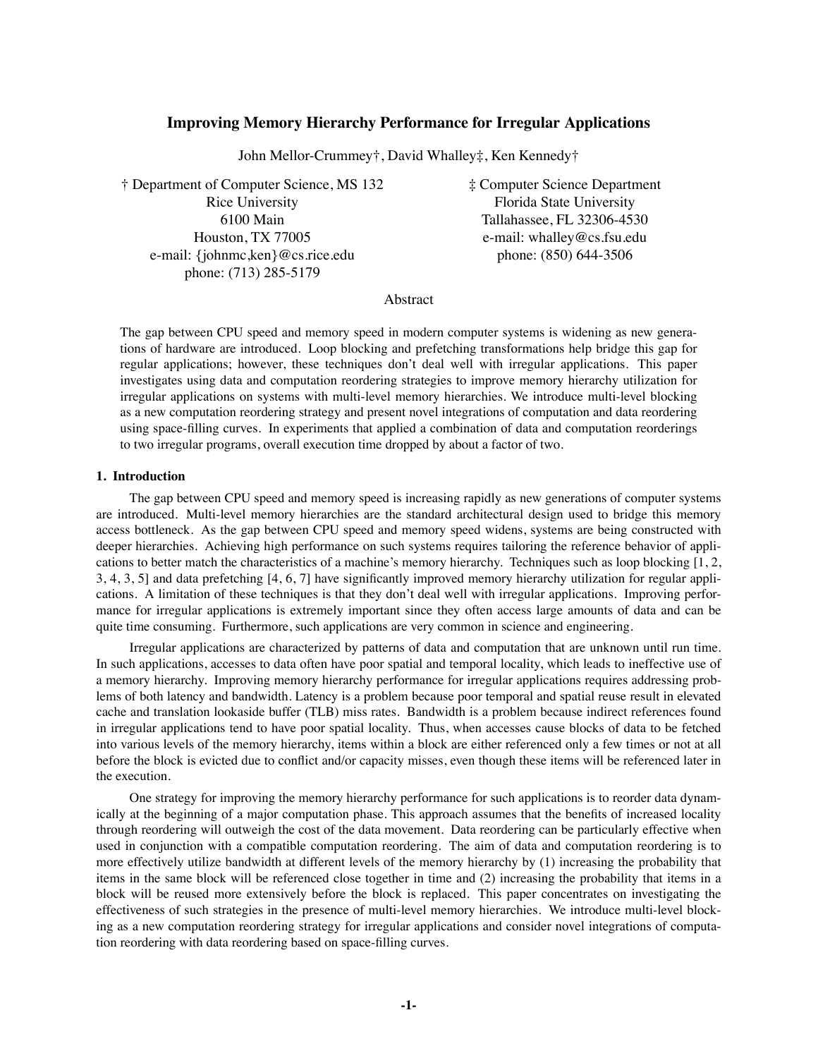# Improving Memory Hierarchy Performance for Irregular Applications

John Mellor-Crummey†, David Whalley‡, Ken Kennedy†

† Department of Computer Science, MS 132
Rice University
6100 Main
Houston, TX 77005
e-mail: {johnmc,ken}@cs.rice.edu
phone: (713) 285-5179

‡ Computer Science Department
Florida State University
Tallahassee, FL 32306-4530
e-mail: whalley@cs.fsu.edu
phone: (850) 644-3506

## Abstract

The gap between CPU speed and memory speed in modern computer systems is widening as new generations of hardware are introduced. Loop blocking and prefetching transformations help bridge this gap for regular applications; however, these techniques don't deal well with irregular applications. This paper investigates using data and computation reordering strategies to improve memory hierarchy utilization for irregular applications on systems with multi-level memory hierarchies. We introduce multi-level blocking as a new computation reordering strategy and present novel integrations of computation and data reordering using space-filling curves. In experiments that applied a combination of data and computation reorderings to two irregular programs, overall execution time dropped by about a factor of two.

## 1. Introduction

The gap between CPU speed and memory speed is increasing rapidly as new generations of computer systems are introduced. Multi-level memory hierarchies are the standard architectural design used to bridge this memory access bottleneck. As the gap between CPU speed and memory speed widens, systems are being constructed with deeper hierarchies. Achieving high performance on such systems requires tailoring the reference behavior of applications to better match the characteristics of a machine's memory hierarchy. Techniques such as loop blocking [1, 2, 3, 4, 3, 5] and data prefetching [4, 6, 7] have significantly improved memory hierarchy utilization for regular applications. A limitation of these techniques is that they don't deal well with irregular applications. Improving performance for irregular applications is extremely important since they often access large amounts of data and can be quite time consuming. Furthermore, such applications are very common in science and engineering.

Irregular applications are characterized by patterns of data and computation that are unknown until run time. In such applications, accesses to data often have poor spatial and temporal locality, which leads to ineffective use of a memory hierarchy. Improving memory hierarchy performance for irregular applications requires addressing problems of both latency and bandwidth. Latency is a problem because poor temporal and spatial reuse result in elevated cache and translation lookaside buffer (TLB) miss rates. Bandwidth is a problem because indirect references found in irregular applications tend to have poor spatial locality. Thus, when accesses cause blocks of data to be fetched into various levels of the memory hierarchy, items within a block are either referenced only a few times or not at all before the block is evicted due to conflict and/or capacity misses, even though these items will be referenced later in the execution.

One strategy for improving the memory hierarchy performance for such applications is to reorder data dynamically at the beginning of a major computation phase. This approach assumes that the benefits of increased locality through reordering will outweigh the cost of the data movement. Data reordering can be particularly effective when used in conjunction with a compatible computation reordering. The aim of data and computation reordering is to more effectively utilize bandwidth at different levels of the memory hierarchy by (1) increasing the probability that items in the same block will be referenced close together in time and (2) increasing the probability that items in a block will be reused more extensively before the block is replaced. This paper concentrates on investigating the effectiveness of such strategies in the presence of multi-level memory hierarchies. We introduce multi-level blocking as a new computation reordering strategy for irregular applications and consider novel integrations of computation reordering with data reordering based on space-filling curves.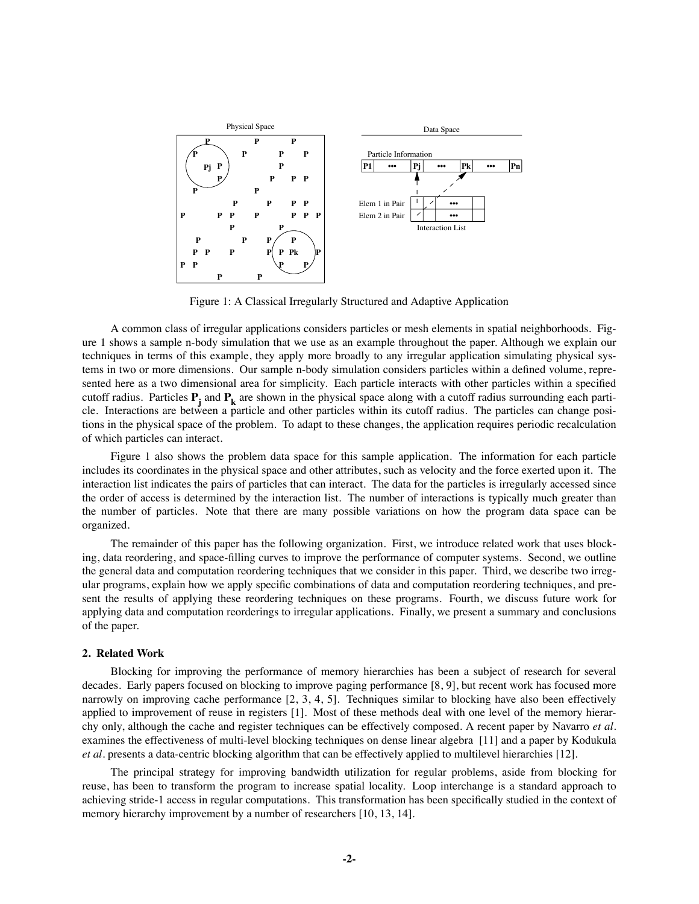Figure 1: A Classical Irregularly Structured and Adaptive Application

A common class of irregular applications considers particles or mesh elements in spatial neighborhoods. Figure 1 shows a sample n-body simulation that we use as an example throughout the paper. Although we explain our techniques in terms of this example, they apply more broadly to any irregular application simulating physical systems in two or more dimensions. Our sample n-body simulation considers particles within a defined volume, represented here as a two dimensional area for simplicity. Each particle interacts with other particles within a specified cutoff radius. Particles $\mathbf{P_j}$ and $\mathbf{P_k}$ are shown in the physical space along with a cutoff radius surrounding each particle. Interactions are between a particle and other particles within its cutoff radius. The particles can change positions in the physical space of the problem. To adapt to these changes, the application requires periodic recalculation of which particles can interact.

Figure 1 also shows the problem data space for this sample application. The information for each particle includes its coordinates in the physical space and other attributes, such as velocity and the force exerted upon it. The interaction list indicates the pairs of particles that can interact. The data for the particles is irregularly accessed since the order of access is determined by the interaction list. The number of interactions is typically much greater than the number of particles. Note that there are many possible variations on how the program data space can be organized.

The remainder of this paper has the following organization. First, we introduce related work that uses blocking, data reordering, and space-filling curves to improve the performance of computer systems. Second, we outline the general data and computation reordering techniques that we consider in this paper. Third, we describe two irregular programs, explain how we apply specific combinations of data and computation reordering techniques, and present the results of applying these reordering techniques on these programs. Fourth, we discuss future work for applying data and computation reorderings to irregular applications. Finally, we present a summary and conclusions of the paper.

## 2. Related Work

Blocking for improving the performance of memory hierarchies has been a subject of research for several decades. Early papers focused on blocking to improve paging performance [8, 9], but recent work has focused more narrowly on improving cache performance [2, 3, 4, 5]. Techniques similar to blocking have also been effectively applied to improvement of reuse in registers [1]. Most of these methods deal with one level of the memory hierarchy only, although the cache and register techniques can be effectively composed. A recent paper by Navarro *et al.* examines the effectiveness of multi-level blocking techniques on dense linear algebra [11] and a paper by Kodukula *et al.* presents a data-centric blocking algorithm that can be effectively applied to multilevel hierarchies [12].

The principal strategy for improving bandwidth utilization for regular problems, aside from blocking for reuse, has been to transform the program to increase spatial locality. Loop interchange is a standard approach to achieving stride-1 access in regular computations. This transformation has been specifically studied in the context of memory hierarchy improvement by a number of researchers [10, 13, 14].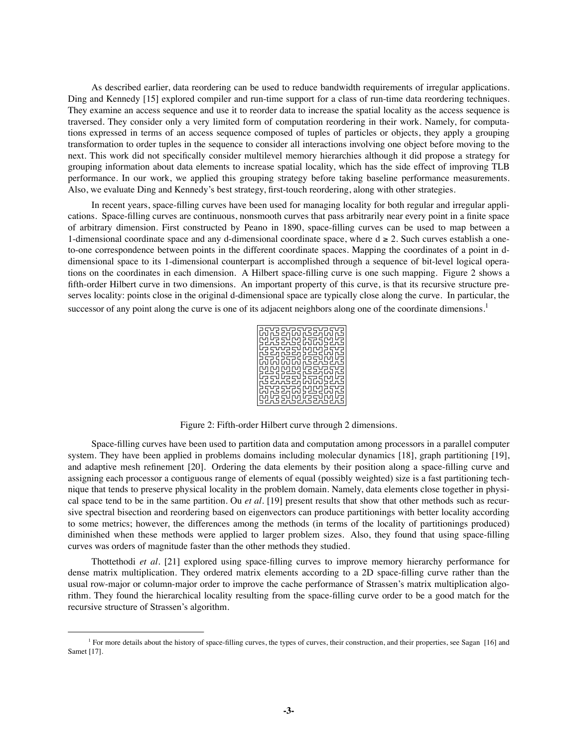As described earlier, data reordering can be used to reduce bandwidth requirements of irregular applications. Ding and Kennedy [15] explored compiler and run-time support for a class of run-time data reordering techniques. They examine an access sequence and use it to reorder data to increase the spatial locality as the access sequence is traversed. They consider only a very limited form of computation reordering in their work. Namely, for computations expressed in terms of an access sequence composed of tuples of particles or objects, they apply a grouping transformation to order tuples in the sequence to consider all interactions involving one object before moving to the next. This work did not specifically consider multilevel memory hierarchies although it did propose a strategy for grouping information about data elements to increase spatial locality, which has the side effect of improving TLB performance. In our work, we applied this grouping strategy before taking baseline performance measurements. Also, we evaluate Ding and Kennedy's best strategy, first-touch reordering, along with other strategies.

In recent years, space-filling curves have been used for managing locality for both regular and irregular applications. Space-filling curves are continuous, nonsmooth curves that pass arbitrarily near every point in a finite space of arbitrary dimension. First constructed by Peano in 1890, space-filling curves can be used to map between a 1-dimensional coordinate space and any d-dimensional coordinate space, where $d \geq 2$. Such curves establish a one-to-one correspondence between points in the different coordinate spaces. Mapping the coordinates of a point in d-dimensional space to its 1-dimensional counterpart is accomplished through a sequence of bit-level logical operations on the coordinates in each dimension. A Hilbert space-filling curve is one such mapping. Figure 2 shows a fifth-order Hilbert curve in two dimensions. An important property of this curve, is that its recursive structure preserves locality: points close in the original d-dimensional space are typically close along the curve. In particular, the successor of any point along the curve is one of its adjacent neighbors along one of the coordinate dimensions.[1]

Figure 2: Fifth-order Hilbert curve through 2 dimensions.

Space-filling curves have been used to partition data and computation among processors in a parallel computer system. They have been applied in problems domains including molecular dynamics [18], graph partitioning [19], and adaptive mesh refinement [20]. Ordering the data elements by their position along a space-filling curve and assigning each processor a contiguous range of elements of equal (possibly weighted) size is a fast partitioning technique that tends to preserve physical locality in the problem domain. Namely, data elements close together in physical space tend to be in the same partition. Ou *et al*. [19] present results that show that other methods such as recursive spectral bisection and reordering based on eigenvectors can produce partitionings with better locality according to some metrics; however, the differences among the methods (in terms of the locality of partitionings produced) diminished when these methods were applied to larger problem sizes. Also, they found that using space-filling curves was orders of magnitude faster than the other methods they studied.

Thottethodi *et al*. [21] explored using space-filling curves to improve memory hierarchy performance for dense matrix multiplication. They ordered matrix elements according to a 2D space-filling curve rather than the usual row-major or column-major order to improve the cache performance of Strassen's matrix multiplication algorithm. They found the hierarchical locality resulting from the space-filling curve order to be a good match for the recursive structure of Strassen's algorithm.

[1] For more details about the history of space-filling curves, the types of curves, their construction, and their properties, see Sagan [16] and Samet [17].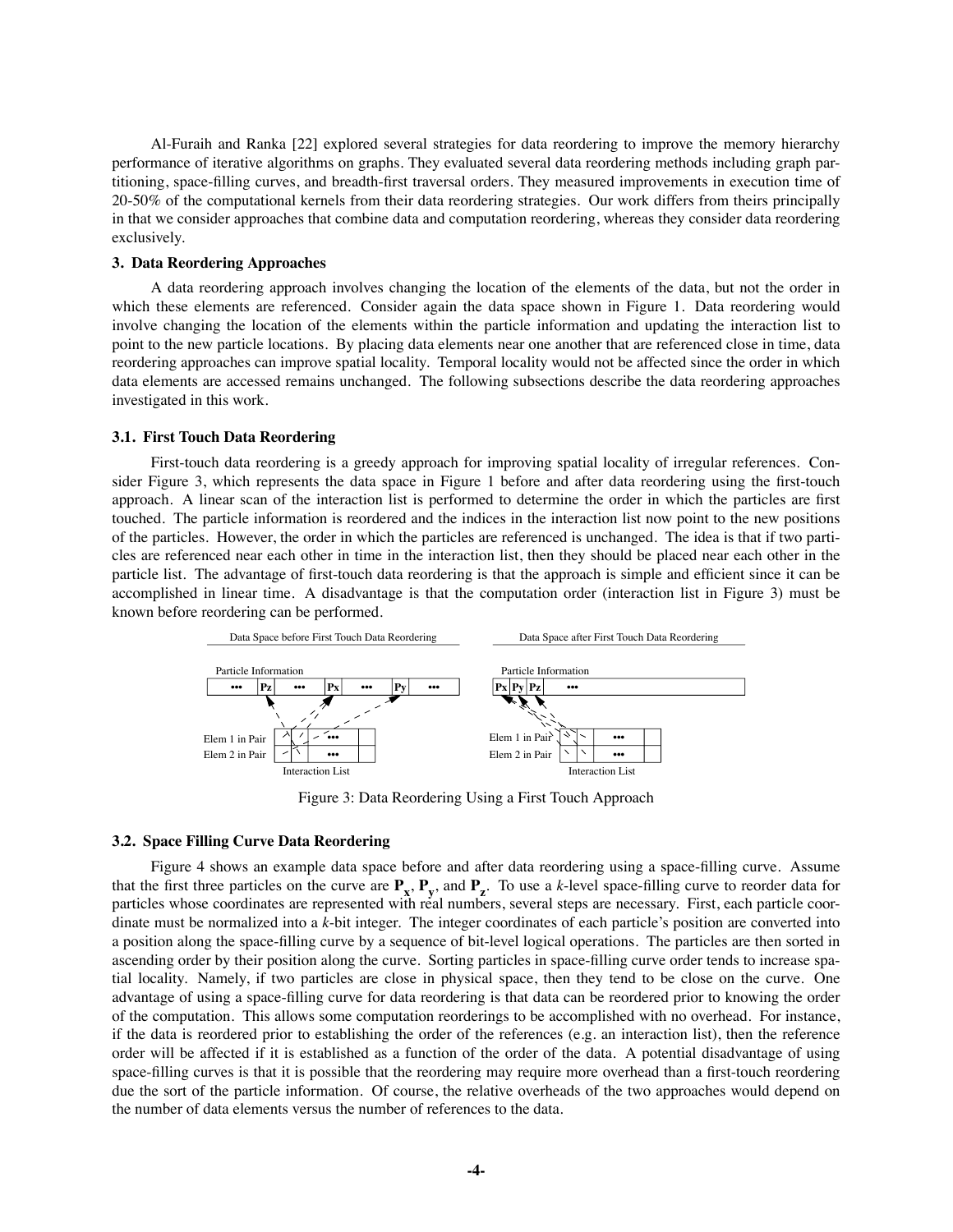Al-Furaih and Ranka [22] explored several strategies for data reordering to improve the memory hierarchy performance of iterative algorithms on graphs. They evaluated several data reordering methods including graph partitioning, space-filling curves, and breadth-first traversal orders. They measured improvements in execution time of 20-50% of the computational kernels from their data reordering strategies. Our work differs from theirs principally in that we consider approaches that combine data and computation reordering, whereas they consider data reordering exclusively.

## 3. Data Reordering Approaches

A data reordering approach involves changing the location of the elements of the data, but not the order in which these elements are referenced. Consider again the data space shown in Figure 1. Data reordering would involve changing the location of the elements within the particle information and updating the interaction list to point to the new particle locations. By placing data elements near one another that are referenced close in time, data reordering approaches can improve spatial locality. Temporal locality would not be affected since the order in which data elements are accessed remains unchanged. The following subsections describe the data reordering approaches investigated in this work.

### 3.1. First Touch Data Reordering

First-touch data reordering is a greedy approach for improving spatial locality of irregular references. Consider Figure 3, which represents the data space in Figure 1 before and after data reordering using the first-touch approach. A linear scan of the interaction list is performed to determine the order in which the particles are first touched. The particle information is reordered and the indices in the interaction list now point to the new positions of the particles. However, the order in which the particles are referenced is unchanged. The idea is that if two particles are referenced near each other in time in the interaction list, then they should be placed near each other in the particle list. The advantage of first-touch data reordering is that the approach is simple and efficient since it can be accomplished in linear time. A disadvantage is that the computation order (interaction list in Figure 3) must be known before reordering can be performed.

Data Space before First Touch Data Reordering — Particle Information: ••• Pz ••• Px ••• Py ••• ; Elem 1 in Pair / Elem 2 in Pair; Interaction List

Data Space after First Touch Data Reordering — Particle Information: Px Py Pz ••• ; Elem 1 in Pair / Elem 2 in Pair; Interaction List

Figure 3: Data Reordering Using a First Touch Approach

### 3.2. Space Filling Curve Data Reordering

Figure 4 shows an example data space before and after data reordering using a space-filling curve. Assume that the first three particles on the curve are $\mathbf{P_x}$, $\mathbf{P_y}$, and $\mathbf{P_z}$. To use a *k*-level space-filling curve to reorder data for particles whose coordinates are represented with real numbers, several steps are necessary. First, each particle coordinate must be normalized into a *k*-bit integer. The integer coordinates of each particle's position are converted into a position along the space-filling curve by a sequence of bit-level logical operations. The particles are then sorted in ascending order by their position along the curve. Sorting particles in space-filling curve order tends to increase spatial locality. Namely, if two particles are close in physical space, then they tend to be close on the curve. One advantage of using a space-filling curve for data reordering is that data can be reordered prior to knowing the order of the computation. This allows some computation reorderings to be accomplished with no overhead. For instance, if the data is reordered prior to establishing the order of the references (e.g. an interaction list), then the reference order will be affected if it is established as a function of the order of the data. A potential disadvantage of using space-filling curves is that it is possible that the reordering may require more overhead than a first-touch reordering due the sort of the particle information. Of course, the relative overheads of the two approaches would depend on the number of data elements versus the number of references to the data.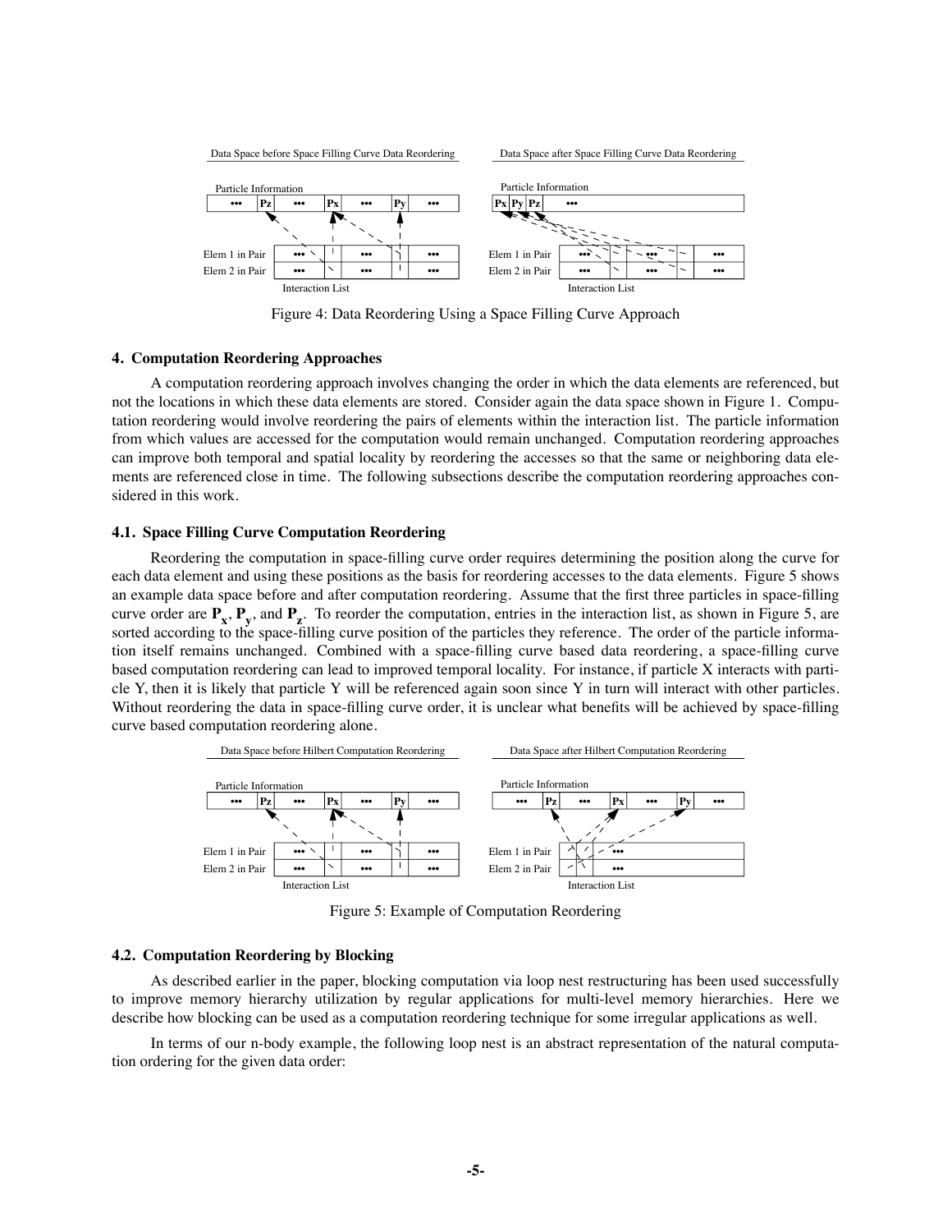Figure 4: Data Reordering Using a Space Filling Curve Approach

## 4. Computation Reordering Approaches

A computation reordering approach involves changing the order in which the data elements are referenced, but not the locations in which these data elements are stored. Consider again the data space shown in Figure 1. Computation reordering would involve reordering the pairs of elements within the interaction list. The particle information from which values are accessed for the computation would remain unchanged. Computation reordering approaches can improve both temporal and spatial locality by reordering the accesses so that the same or neighboring data elements are referenced close in time. The following subsections describe the computation reordering approaches considered in this work.

### 4.1. Space Filling Curve Computation Reordering

Reordering the computation in space-filling curve order requires determining the position along the curve for each data element and using these positions as the basis for reordering accesses to the data elements. Figure 5 shows an example data space before and after computation reordering. Assume that the first three particles in space-filling curve order are $\mathbf{P_x}$, $\mathbf{P_y}$, and $\mathbf{P_z}$. To reorder the computation, entries in the interaction list, as shown in Figure 5, are sorted according to the space-filling curve position of the particles they reference. The order of the particle information itself remains unchanged. Combined with a space-filling curve based data reordering, a space-filling curve based computation reordering can lead to improved temporal locality. For instance, if particle X interacts with particle Y, then it is likely that particle Y will be referenced again soon since Y in turn will interact with other particles. Without reordering the data in space-filling curve order, it is unclear what benefits will be achieved by space-filling curve based computation reordering alone.

Figure 5: Example of Computation Reordering

### 4.2. Computation Reordering by Blocking

As described earlier in the paper, blocking computation via loop nest restructuring has been used successfully to improve memory hierarchy utilization by regular applications for multi-level memory hierarchies. Here we describe how blocking can be used as a computation reordering technique for some irregular applications as well.

In terms of our n-body example, the following loop nest is an abstract representation of the natural computation ordering for the given data order: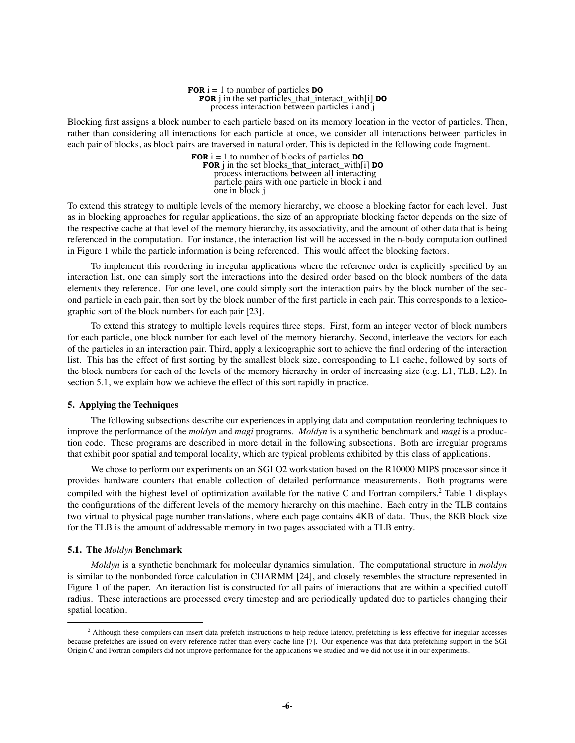```
FOR i = 1 to number of particles DO
    FOR j in the set particles_that_interact_with[i] DO
        process interaction between particles i and j
```

Blocking first assigns a block number to each particle based on its memory location in the vector of particles. Then, rather than considering all interactions for each particle at once, we consider all interactions between particles in each pair of blocks, as block pairs are traversed in natural order. This is depicted in the following code fragment.

```
FOR i = 1 to number of blocks of particles DO
    FOR j in the set blocks_that_interact_with[i] DO
        process interactions between all interacting
        particle pairs with one particle in block i and
        one in block j
```

To extend this strategy to multiple levels of the memory hierarchy, we choose a blocking factor for each level. Just as in blocking approaches for regular applications, the size of an appropriate blocking factor depends on the size of the respective cache at that level of the memory hierarchy, its associativity, and the amount of other data that is being referenced in the computation. For instance, the interaction list will be accessed in the n-body computation outlined in Figure 1 while the particle information is being referenced. This would affect the blocking factors.

To implement this reordering in irregular applications where the reference order is explicitly specified by an interaction list, one can simply sort the interactions into the desired order based on the block numbers of the data elements they reference. For one level, one could simply sort the interaction pairs by the block number of the second particle in each pair, then sort by the block number of the first particle in each pair. This corresponds to a lexicographic sort of the block numbers for each pair [23].

To extend this strategy to multiple levels requires three steps. First, form an integer vector of block numbers for each particle, one block number for each level of the memory hierarchy. Second, interleave the vectors for each of the particles in an interaction pair. Third, apply a lexicographic sort to achieve the final ordering of the interaction list. This has the effect of first sorting by the smallest block size, corresponding to L1 cache, followed by sorts of the block numbers for each of the levels of the memory hierarchy in order of increasing size (e.g. L1, TLB, L2). In section 5.1, we explain how we achieve the effect of this sort rapidly in practice.

### 5. Applying the Techniques

The following subsections describe our experiences in applying data and computation reordering techniques to improve the performance of the *moldyn* and *magi* programs. *Moldyn* is a synthetic benchmark and *magi* is a production code. These programs are described in more detail in the following subsections. Both are irregular programs that exhibit poor spatial and temporal locality, which are typical problems exhibited by this class of applications.

We chose to perform our experiments on an SGI O2 workstation based on the R10000 MIPS processor since it provides hardware counters that enable collection of detailed performance measurements. Both programs were compiled with the highest level of optimization available for the native C and Fortran compilers.[2] Table 1 displays the configurations of the different levels of the memory hierarchy on this machine. Each entry in the TLB contains two virtual to physical page number translations, where each page contains 4KB of data. Thus, the 8KB block size for the TLB is the amount of addressable memory in two pages associated with a TLB entry.

#### 5.1. The *Moldyn* Benchmark

*Moldyn* is a synthetic benchmark for molecular dynamics simulation. The computational structure in *moldyn* is similar to the nonbonded force calculation in CHARMM [24], and closely resembles the structure represented in Figure 1 of the paper. An iteraction list is constructed for all pairs of interactions that are within a specified cutoff radius. These interactions are processed every timestep and are periodically updated due to particles changing their spatial location.

---

[2] Although these compilers can insert data prefetch instructions to help reduce latency, prefetching is less effective for irregular accesses because prefetches are issued on every reference rather than every cache line [7]. Our experience was that data prefetching support in the SGI Origin C and Fortran compilers did not improve performance for the applications we studied and we did not use it in our experiments.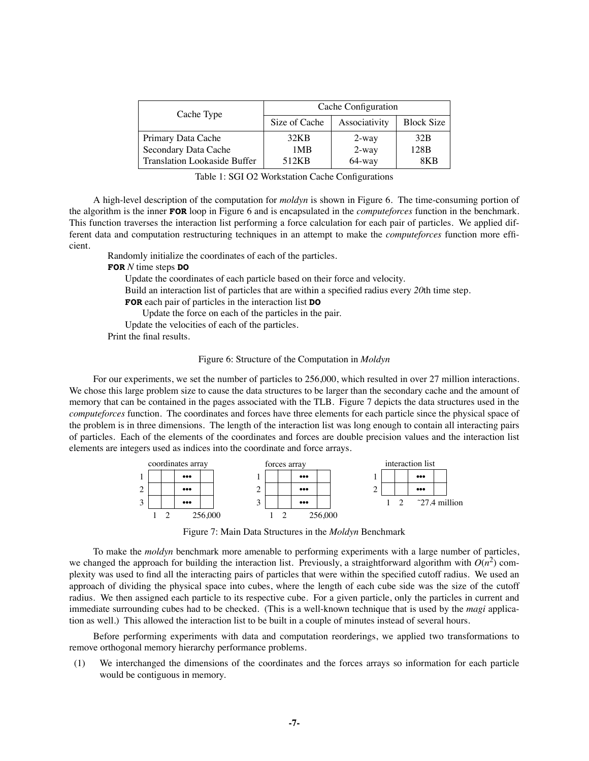| Cache Type | Cache Configuration | | |
|---|---|---|---|
| | Size of Cache | Associativity | Block Size |
| Primary Data Cache | 32KB | 2-way | 32B |
| Secondary Data Cache | 1MB | 2-way | 128B |
| Translation Lookaside Buffer | 512KB | 64-way | 8KB |

Table 1: SGI O2 Workstation Cache Configurations

A high-level description of the computation for *moldyn* is shown in Figure 6. The time-consuming portion of the algorithm is the inner **FOR** loop in Figure 6 and is encapsulated in the *computeforces* function in the benchmark. This function traverses the interaction list performing a force calculation for each pair of particles. We applied different data and computation restructuring techniques in an attempt to make the *computeforces* function more efficient.

Randomly initialize the coordinates of each of the particles.
**FOR** *N* time steps **DO**
  Update the coordinates of each particle based on their force and velocity.
  Build an interaction list of particles that are within a specified radius every *20*th time step.
  **FOR** each pair of particles in the interaction list **DO**
    Update the force on each of the particles in the pair.
  Update the velocities of each of the particles.
Print the final results.

Figure 6: Structure of the Computation in *Moldyn*

For our experiments, we set the number of particles to 256,000, which resulted in over 27 million interactions. We chose this large problem size to cause the data structures to be larger than the secondary cache and the amount of memory that can be contained in the pages associated with the TLB. Figure 7 depicts the data structures used in the *computeforces* function. The coordinates and forces have three elements for each particle since the physical space of the problem is in three dimensions. The length of the interaction list was long enough to contain all interacting pairs of particles. Each of the elements of the coordinates and forces are double precision values and the interaction list elements are integers used as indices into the coordinate and force arrays.

coordinates array (rows 1–3, columns 1, 2, ..., 256,000) | forces array (rows 1–3, columns 1, 2, ..., 256,000) | interaction list (rows 1–2, columns 1, 2, ..., ~27.4 million)

Figure 7: Main Data Structures in the *Moldyn* Benchmark

To make the *moldyn* benchmark more amenable to performing experiments with a large number of particles, we changed the approach for building the interaction list. Previously, a straightforward algorithm with $O(n^2)$ complexity was used to find all the interacting pairs of particles that were within the specified cutoff radius. We used an approach of dividing the physical space into cubes, where the length of each cube side was the size of the cutoff radius. We then assigned each particle to its respective cube. For a given particle, only the particles in current and immediate surrounding cubes had to be checked. (This is a well-known technique that is used by the *magi* application as well.) This allowed the interaction list to be built in a couple of minutes instead of several hours.

Before performing experiments with data and computation reorderings, we applied two transformations to remove orthogonal memory hierarchy performance problems.

(1) We interchanged the dimensions of the coordinates and the forces arrays so information for each particle would be contiguous in memory.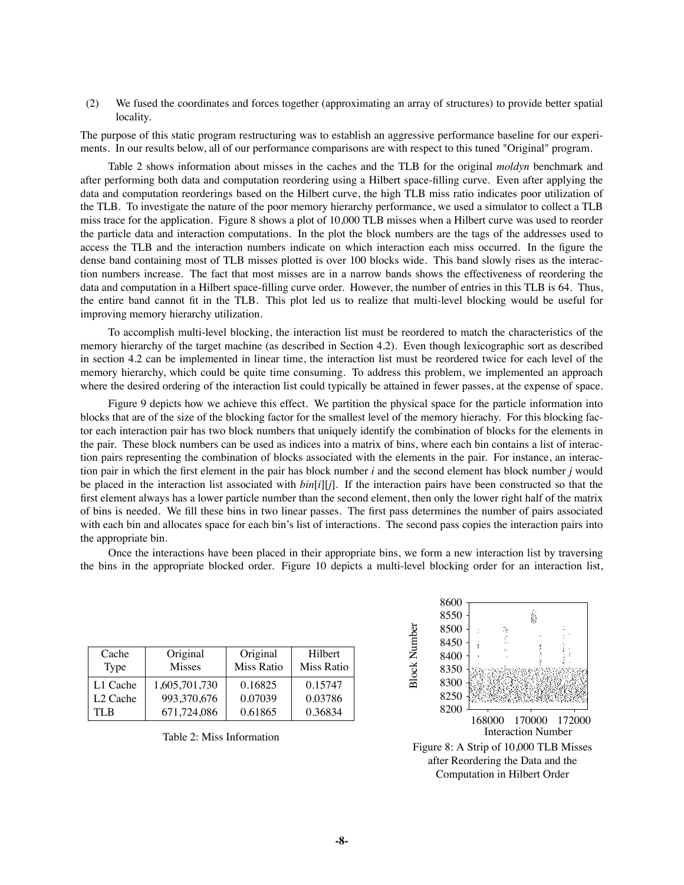(2) We fused the coordinates and forces together (approximating an array of structures) to provide better spatial locality.

The purpose of this static program restructuring was to establish an aggressive performance baseline for our experiments. In our results below, all of our performance comparisons are with respect to this tuned "Original" program.

Table 2 shows information about misses in the caches and the TLB for the original *moldyn* benchmark and after performing both data and computation reordering using a Hilbert space-filling curve. Even after applying the data and computation reorderings based on the Hilbert curve, the high TLB miss ratio indicates poor utilization of the TLB. To investigate the nature of the poor memory hierarchy performance, we used a simulator to collect a TLB miss trace for the application. Figure 8 shows a plot of 10,000 TLB misses when a Hilbert curve was used to reorder the particle data and interaction computations. In the plot the block numbers are the tags of the addresses used to access the TLB and the interaction numbers indicate on which interaction each miss occurred. In the figure the dense band containing most of TLB misses plotted is over 100 blocks wide. This band slowly rises as the interaction numbers increase. The fact that most misses are in a narrow bands shows the effectiveness of reordering the data and computation in a Hilbert space-filling curve order. However, the number of entries in this TLB is 64. Thus, the entire band cannot fit in the TLB. This plot led us to realize that multi-level blocking would be useful for improving memory hierarchy utilization.

To accomplish multi-level blocking, the interaction list must be reordered to match the characteristics of the memory hierarchy of the target machine (as described in Section 4.2). Even though lexicographic sort as described in section 4.2 can be implemented in linear time, the interaction list must be reordered twice for each level of the memory hierarchy, which could be quite time consuming. To address this problem, we implemented an approach where the desired ordering of the interaction list could typically be attained in fewer passes, at the expense of space.

Figure 9 depicts how we achieve this effect. We partition the physical space for the particle information into blocks that are of the size of the blocking factor for the smallest level of the memory hierachy. For this blocking factor each interaction pair has two block numbers that uniquely identify the combination of blocks for the elements in the pair. These block numbers can be used as indices into a matrix of bins, where each bin contains a list of interaction pairs representing the combination of blocks associated with the elements in the pair. For instance, an interaction pair in which the first element in the pair has block number *i* and the second element has block number *j* would be placed in the interaction list associated with *bin*[*i*][*j*]. If the interaction pairs have been constructed so that the first element always has a lower particle number than the second element, then only the lower right half of the matrix of bins is needed. We fill these bins in two linear passes. The first pass determines the number of pairs associated with each bin and allocates space for each bin's list of interactions. The second pass copies the interaction pairs into the appropriate bin.

Once the interactions have been placed in their appropriate bins, we form a new interaction list by traversing the bins in the appropriate blocked order. Figure 10 depicts a multi-level blocking order for an interaction list,

| Cache Type | Original Misses | Original Miss Ratio | Hilbert Miss Ratio |
|---|---|---|---|
| L1 Cache | 1,605,701,730 | 0.16825 | 0.15747 |
| L2 Cache | 993,370,676 | 0.07039 | 0.03786 |
| TLB | 671,724,086 | 0.61865 | 0.36834 |

Table 2: Miss Information

Figure 8: A Strip of 10,000 TLB Misses after Reordering the Data and the Computation in Hilbert Order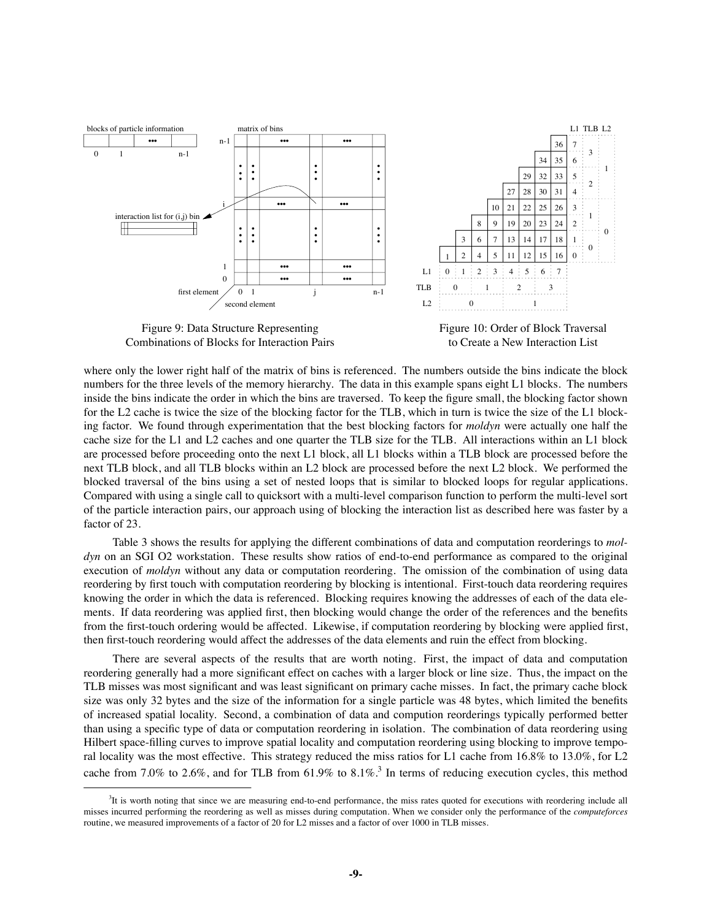Figure 9: Data Structure Representing Combinations of Blocks for Interaction Pairs

Figure 10: Order of Block Traversal to Create a New Interaction List

where only the lower right half of the matrix of bins is referenced. The numbers outside the bins indicate the block numbers for the three levels of the memory hierarchy. The data in this example spans eight L1 blocks. The numbers inside the bins indicate the order in which the bins are traversed. To keep the figure small, the blocking factor shown for the L2 cache is twice the size of the blocking factor for the TLB, which in turn is twice the size of the L1 blocking factor. We found through experimentation that the best blocking factors for *moldyn* were actually one half the cache size for the L1 and L2 caches and one quarter the TLB size for the TLB. All interactions within an L1 block are processed before proceeding onto the next L1 block, all L1 blocks within a TLB block are processed before the next TLB block, and all TLB blocks within an L2 block are processed before the next L2 block. We performed the blocked traversal of the bins using a set of nested loops that is similar to blocked loops for regular applications. Compared with using a single call to quicksort with a multi-level comparison function to perform the multi-level sort of the particle interaction pairs, our approach using of blocking the interaction list as described here was faster by a factor of 23.

Table 3 shows the results for applying the different combinations of data and computation reorderings to *moldyn* on an SGI O2 workstation. These results show ratios of end-to-end performance as compared to the original execution of *moldyn* without any data or computation reordering. The omission of the combination of using data reordering by first touch with computation reordering by blocking is intentional. First-touch data reordering requires knowing the order in which the data is referenced. Blocking requires knowing the addresses of each of the data elements. If data reordering was applied first, then blocking would change the order of the references and the benefits from the first-touch ordering would be affected. Likewise, if computation reordering by blocking were applied first, then first-touch reordering would affect the addresses of the data elements and ruin the effect from blocking.

There are several aspects of the results that are worth noting. First, the impact of data and computation reordering generally had a more significant effect on caches with a larger block or line size. Thus, the impact on the TLB misses was most significant and was least significant on primary cache misses. In fact, the primary cache block size was only 32 bytes and the size of the information for a single particle was 48 bytes, which limited the benefits of increased spatial locality. Second, a combination of data and compution reorderings typically performed better than using a specific type of data or computation reordering in isolation. The combination of data reordering using Hilbert space-filling curves to improve spatial locality and computation reordering using blocking to improve temporal locality was the most effective. This strategy reduced the miss ratios for L1 cache from 16.8% to 13.0%, for L2 cache from 7.0% to 2.6%, and for TLB from 61.9% to 8.1%.[3] In terms of reducing execution cycles, this method

[3] It is worth noting that since we are measuring end-to-end performance, the miss rates quoted for executions with reordering include all misses incurred performing the reordering as well as misses during computation. When we consider only the performance of the *computeforces* routine, we measured improvements of a factor of 20 for L2 misses and a factor of over 1000 in TLB misses.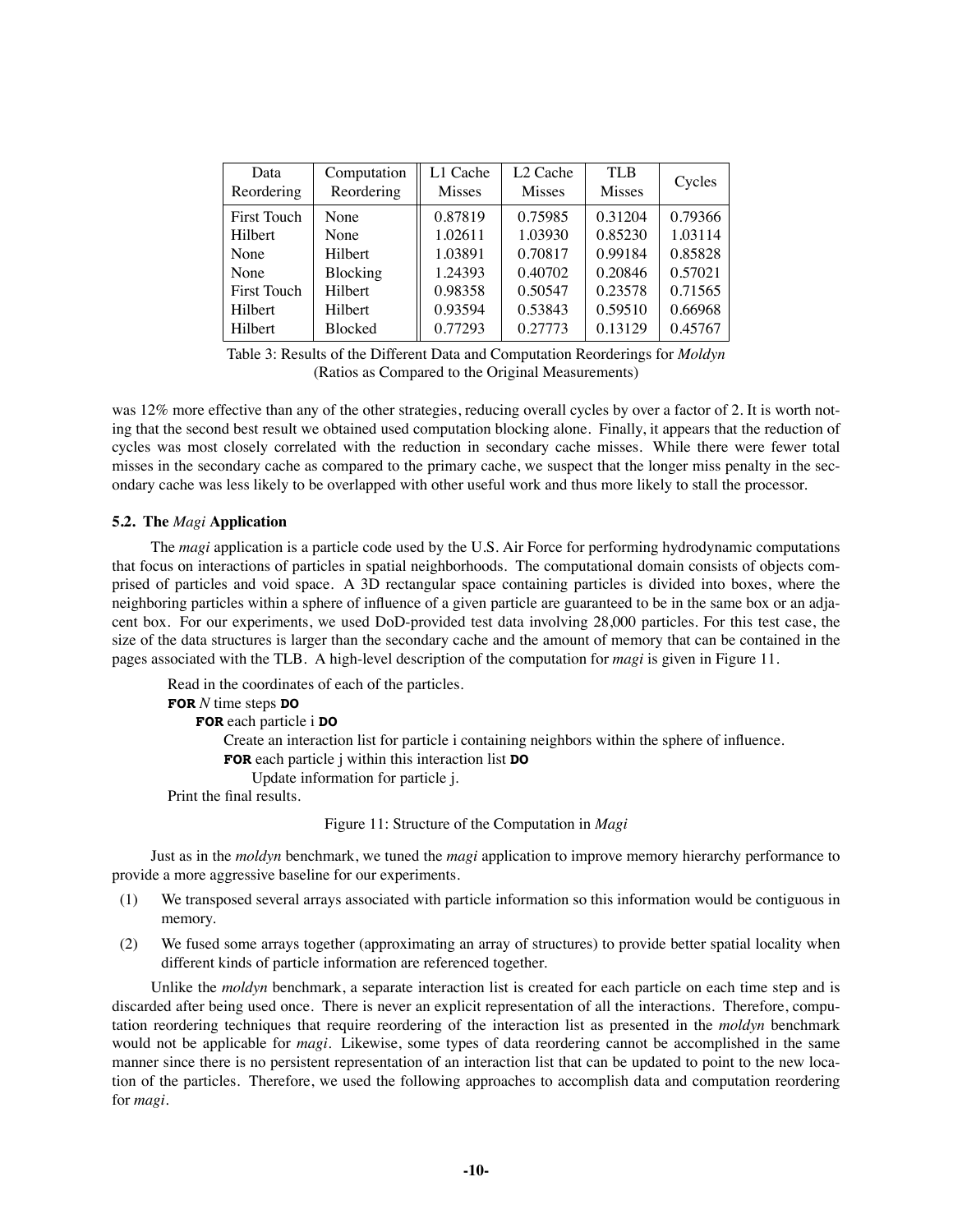| Data Reordering | Computation Reordering | L1 Cache Misses | L2 Cache Misses | TLB Misses | Cycles |
|---|---|---|---|---|---|
| First Touch | None | 0.87819 | 0.75985 | 0.31204 | 0.79366 |
| Hilbert | None | 1.02611 | 1.03930 | 0.85230 | 1.03114 |
| None | Hilbert | 1.03891 | 0.70817 | 0.99184 | 0.85828 |
| None | Blocking | 1.24393 | 0.40702 | 0.20846 | 0.57021 |
| First Touch | Hilbert | 0.98358 | 0.50547 | 0.23578 | 0.71565 |
| Hilbert | Hilbert | 0.93594 | 0.53843 | 0.59510 | 0.66968 |
| Hilbert | Blocked | 0.77293 | 0.27773 | 0.13129 | 0.45767 |

Table 3: Results of the Different Data and Computation Reorderings for *Moldyn* (Ratios as Compared to the Original Measurements)

was 12% more effective than any of the other strategies, reducing overall cycles by over a factor of 2. It is worth noting that the second best result we obtained used computation blocking alone. Finally, it appears that the reduction of cycles was most closely correlated with the reduction in secondary cache misses. While there were fewer total misses in the secondary cache as compared to the primary cache, we suspect that the longer miss penalty in the secondary cache was less likely to be overlapped with other useful work and thus more likely to stall the processor.

### 5.2. The *Magi* Application

The *magi* application is a particle code used by the U.S. Air Force for performing hydrodynamic computations that focus on interactions of particles in spatial neighborhoods. The computational domain consists of objects comprised of particles and void space. A 3D rectangular space containing particles is divided into boxes, where the neighboring particles within a sphere of influence of a given particle are guaranteed to be in the same box or an adjacent box. For our experiments, we used DoD-provided test data involving 28,000 particles. For this test case, the size of the data structures is larger than the secondary cache and the amount of memory that can be contained in the pages associated with the TLB. A high-level description of the computation for *magi* is given in Figure 11.

```
Read in the coordinates of each of the particles.
FOR N time steps DO
    FOR each particle i DO
        Create an interaction list for particle i containing neighbors within the sphere of influence.
        FOR each particle j within this interaction list DO
            Update information for particle j.
Print the final results.
```

Figure 11: Structure of the Computation in *Magi*

Just as in the *moldyn* benchmark, we tuned the *magi* application to improve memory hierarchy performance to provide a more aggressive baseline for our experiments.

(1) We transposed several arrays associated with particle information so this information would be contiguous in memory.

(2) We fused some arrays together (approximating an array of structures) to provide better spatial locality when different kinds of particle information are referenced together.

Unlike the *moldyn* benchmark, a separate interaction list is created for each particle on each time step and is discarded after being used once. There is never an explicit representation of all the interactions. Therefore, computation reordering techniques that require reordering of the interaction list as presented in the *moldyn* benchmark would not be applicable for *magi*. Likewise, some types of data reordering cannot be accomplished in the same manner since there is no persistent representation of an interaction list that can be updated to point to the new location of the particles. Therefore, we used the following approaches to accomplish data and computation reordering for *magi*.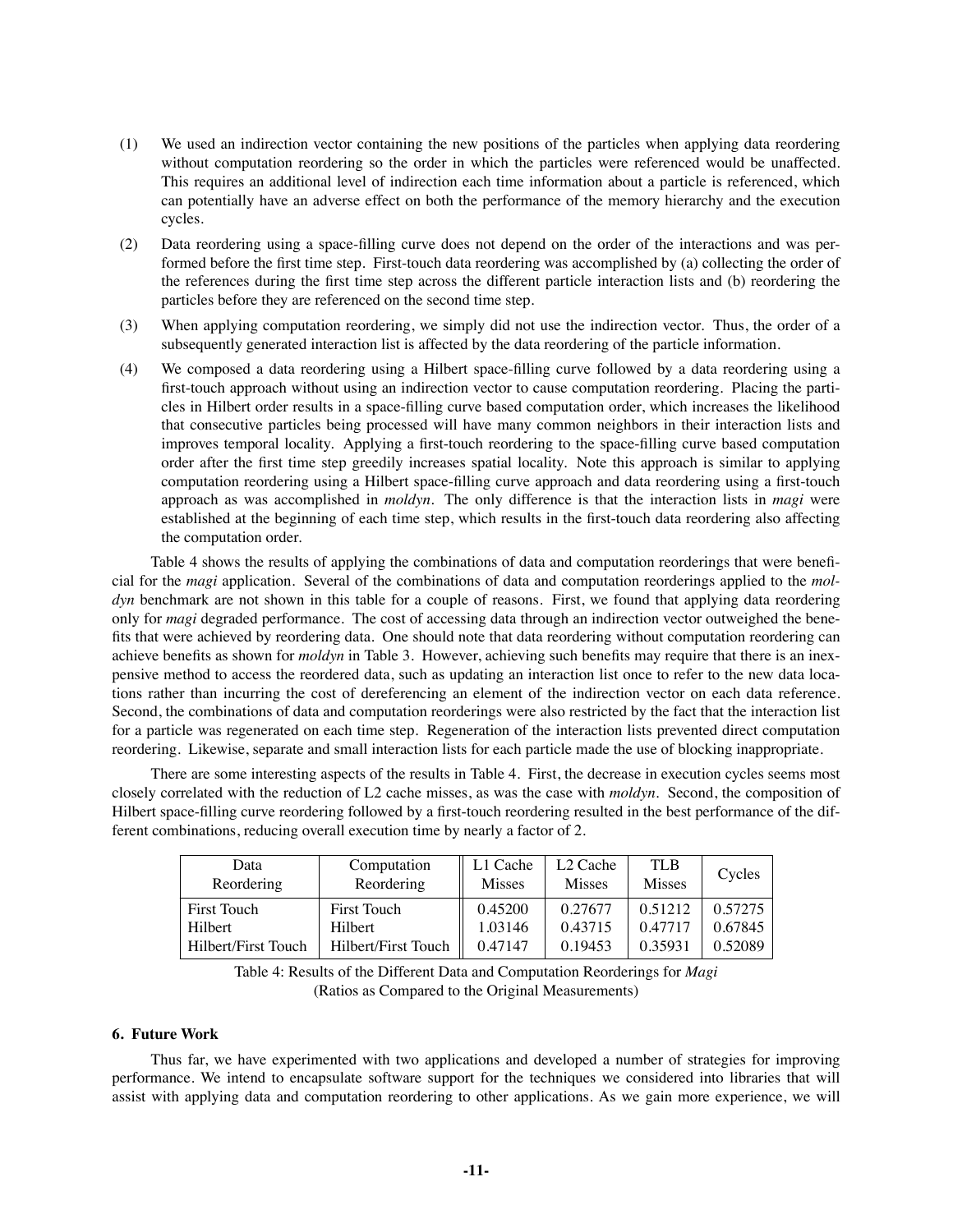(1) We used an indirection vector containing the new positions of the particles when applying data reordering without computation reordering so the order in which the particles were referenced would be unaffected. This requires an additional level of indirection each time information about a particle is referenced, which can potentially have an adverse effect on both the performance of the memory hierarchy and the execution cycles.

(2) Data reordering using a space-filling curve does not depend on the order of the interactions and was performed before the first time step. First-touch data reordering was accomplished by (a) collecting the order of the references during the first time step across the different particle interaction lists and (b) reordering the particles before they are referenced on the second time step.

(3) When applying computation reordering, we simply did not use the indirection vector. Thus, the order of a subsequently generated interaction list is affected by the data reordering of the particle information.

(4) We composed a data reordering using a Hilbert space-filling curve followed by a data reordering using a first-touch approach without using an indirection vector to cause computation reordering. Placing the particles in Hilbert order results in a space-filling curve based computation order, which increases the likelihood that consecutive particles being processed will have many common neighbors in their interaction lists and improves temporal locality. Applying a first-touch reordering to the space-filling curve based computation order after the first time step greedily increases spatial locality. Note this approach is similar to applying computation reordering using a Hilbert space-filling curve approach and data reordering using a first-touch approach as was accomplished in *moldyn*. The only difference is that the interaction lists in *magi* were established at the beginning of each time step, which results in the first-touch data reordering also affecting the computation order.

Table 4 shows the results of applying the combinations of data and computation reorderings that were beneficial for the *magi* application. Several of the combinations of data and computation reorderings applied to the *moldyn* benchmark are not shown in this table for a couple of reasons. First, we found that applying data reordering only for *magi* degraded performance. The cost of accessing data through an indirection vector outweighed the benefits that were achieved by reordering data. One should note that data reordering without computation reordering can achieve benefits as shown for *moldyn* in Table 3. However, achieving such benefits may require that there is an inexpensive method to access the reordered data, such as updating an interaction list once to refer to the new data locations rather than incurring the cost of dereferencing an element of the indirection vector on each data reference. Second, the combinations of data and computation reorderings were also restricted by the fact that the interaction list for a particle was regenerated on each time step. Regeneration of the interaction lists prevented direct computation reordering. Likewise, separate and small interaction lists for each particle made the use of blocking inappropriate.

There are some interesting aspects of the results in Table 4. First, the decrease in execution cycles seems most closely correlated with the reduction of L2 cache misses, as was the case with *moldyn*. Second, the composition of Hilbert space-filling curve reordering followed by a first-touch reordering resulted in the best performance of the different combinations, reducing overall execution time by nearly a factor of 2.

| Data Reordering | Computation Reordering | L1 Cache Misses | L2 Cache Misses | TLB Misses | Cycles |
|---|---|---|---|---|---|
| First Touch | First Touch | 0.45200 | 0.27677 | 0.51212 | 0.57275 |
| Hilbert | Hilbert | 1.03146 | 0.43715 | 0.47717 | 0.67845 |
| Hilbert/First Touch | Hilbert/First Touch | 0.47147 | 0.19453 | 0.35931 | 0.52089 |

Table 4: Results of the Different Data and Computation Reorderings for *Magi* (Ratios as Compared to the Original Measurements)

## 6. Future Work

Thus far, we have experimented with two applications and developed a number of strategies for improving performance. We intend to encapsulate software support for the techniques we considered into libraries that will assist with applying data and computation reordering to other applications. As we gain more experience, we will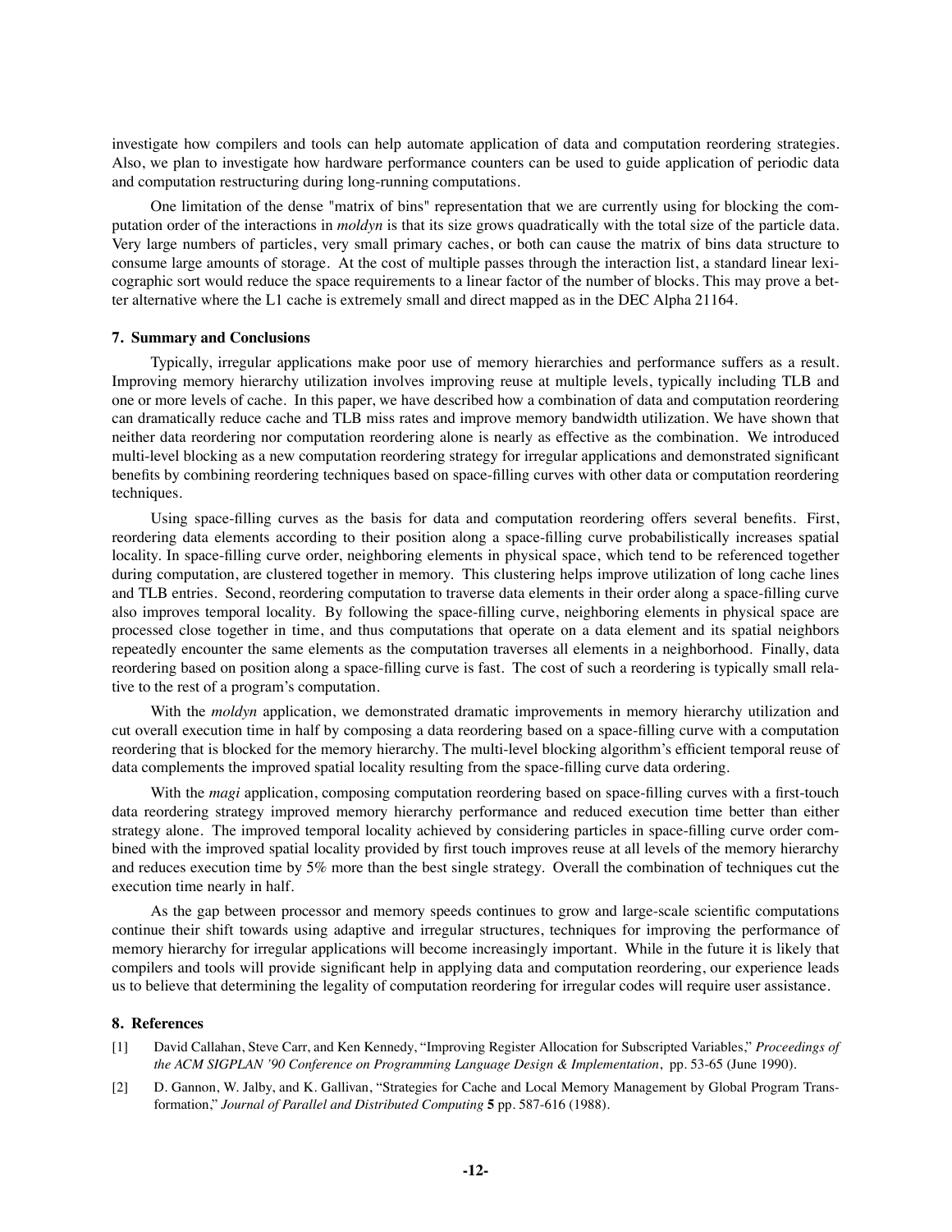investigate how compilers and tools can help automate application of data and computation reordering strategies. Also, we plan to investigate how hardware performance counters can be used to guide application of periodic data and computation restructuring during long-running computations.

One limitation of the dense "matrix of bins" representation that we are currently using for blocking the computation order of the interactions in *moldyn* is that its size grows quadratically with the total size of the particle data. Very large numbers of particles, very small primary caches, or both can cause the matrix of bins data structure to consume large amounts of storage. At the cost of multiple passes through the interaction list, a standard linear lexicographic sort would reduce the space requirements to a linear factor of the number of blocks. This may prove a better alternative where the L1 cache is extremely small and direct mapped as in the DEC Alpha 21164.

## 7. Summary and Conclusions

Typically, irregular applications make poor use of memory hierarchies and performance suffers as a result. Improving memory hierarchy utilization involves improving reuse at multiple levels, typically including TLB and one or more levels of cache. In this paper, we have described how a combination of data and computation reordering can dramatically reduce cache and TLB miss rates and improve memory bandwidth utilization. We have shown that neither data reordering nor computation reordering alone is nearly as effective as the combination. We introduced multi-level blocking as a new computation reordering strategy for irregular applications and demonstrated significant benefits by combining reordering techniques based on space-filling curves with other data or computation reordering techniques.

Using space-filling curves as the basis for data and computation reordering offers several benefits. First, reordering data elements according to their position along a space-filling curve probabilistically increases spatial locality. In space-filling curve order, neighboring elements in physical space, which tend to be referenced together during computation, are clustered together in memory. This clustering helps improve utilization of long cache lines and TLB entries. Second, reordering computation to traverse data elements in their order along a space-filling curve also improves temporal locality. By following the space-filling curve, neighboring elements in physical space are processed close together in time, and thus computations that operate on a data element and its spatial neighbors repeatedly encounter the same elements as the computation traverses all elements in a neighborhood. Finally, data reordering based on position along a space-filling curve is fast. The cost of such a reordering is typically small relative to the rest of a program's computation.

With the *moldyn* application, we demonstrated dramatic improvements in memory hierarchy utilization and cut overall execution time in half by composing a data reordering based on a space-filling curve with a computation reordering that is blocked for the memory hierarchy. The multi-level blocking algorithm's efficient temporal reuse of data complements the improved spatial locality resulting from the space-filling curve data ordering.

With the *magi* application, composing computation reordering based on space-filling curves with a first-touch data reordering strategy improved memory hierarchy performance and reduced execution time better than either strategy alone. The improved temporal locality achieved by considering particles in space-filling curve order combined with the improved spatial locality provided by first touch improves reuse at all levels of the memory hierarchy and reduces execution time by 5% more than the best single strategy. Overall the combination of techniques cut the execution time nearly in half.

As the gap between processor and memory speeds continues to grow and large-scale scientific computations continue their shift towards using adaptive and irregular structures, techniques for improving the performance of memory hierarchy for irregular applications will become increasingly important. While in the future it is likely that compilers and tools will provide significant help in applying data and computation reordering, our experience leads us to believe that determining the legality of computation reordering for irregular codes will require user assistance.

## 8. References

[1] David Callahan, Steve Carr, and Ken Kennedy, "Improving Register Allocation for Subscripted Variables," *Proceedings of the ACM SIGPLAN '90 Conference on Programming Language Design & Implementation*, pp. 53-65 (June 1990).

[2] D. Gannon, W. Jalby, and K. Gallivan, "Strategies for Cache and Local Memory Management by Global Program Transformation," *Journal of Parallel and Distributed Computing* **5** pp. 587-616 (1988).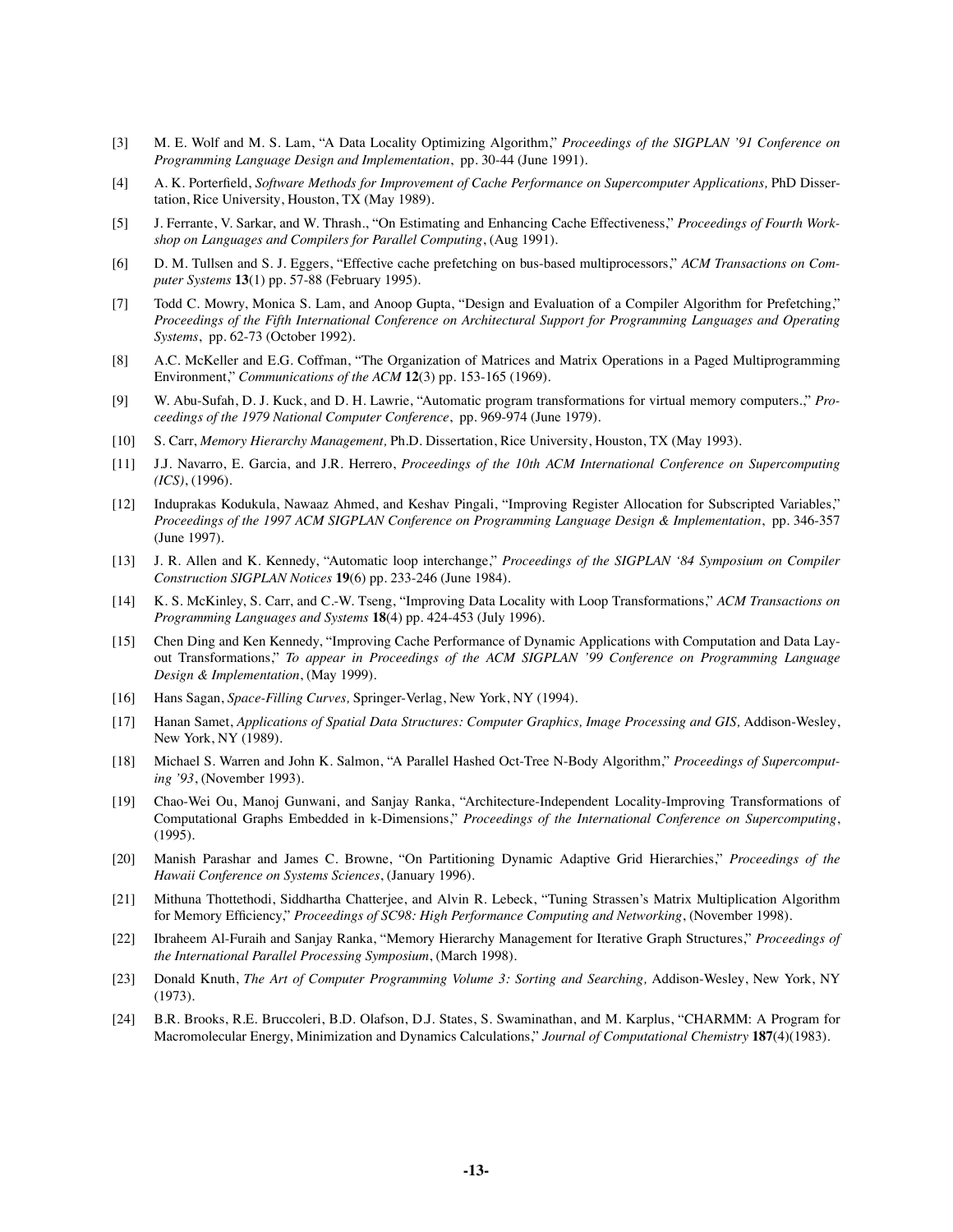[3] M. E. Wolf and M. S. Lam, "A Data Locality Optimizing Algorithm," *Proceedings of the SIGPLAN '91 Conference on Programming Language Design and Implementation*, pp. 30-44 (June 1991).

[4] A. K. Porterfield, *Software Methods for Improvement of Cache Performance on Supercomputer Applications,* PhD Dissertation, Rice University, Houston, TX (May 1989).

[5] J. Ferrante, V. Sarkar, and W. Thrash., "On Estimating and Enhancing Cache Effectiveness," *Proceedings of Fourth Workshop on Languages and Compilers for Parallel Computing*, (Aug 1991).

[6] D. M. Tullsen and S. J. Eggers, "Effective cache prefetching on bus-based multiprocessors," *ACM Transactions on Computer Systems* **13**(1) pp. 57-88 (February 1995).

[7] Todd C. Mowry, Monica S. Lam, and Anoop Gupta, "Design and Evaluation of a Compiler Algorithm for Prefetching," *Proceedings of the Fifth International Conference on Architectural Support for Programming Languages and Operating Systems*, pp. 62-73 (October 1992).

[8] A.C. McKeller and E.G. Coffman, "The Organization of Matrices and Matrix Operations in a Paged Multiprogramming Environment," *Communications of the ACM* **12**(3) pp. 153-165 (1969).

[9] W. Abu-Sufah, D. J. Kuck, and D. H. Lawrie, "Automatic program transformations for virtual memory computers.," *Proceedings of the 1979 National Computer Conference*, pp. 969-974 (June 1979).

[10] S. Carr, *Memory Hierarchy Management,* Ph.D. Dissertation, Rice University, Houston, TX (May 1993).

[11] J.J. Navarro, E. Garcia, and J.R. Herrero, *Proceedings of the 10th ACM International Conference on Supercomputing (ICS)*, (1996).

[12] Induprakas Kodukula, Nawaaz Ahmed, and Keshav Pingali, "Improving Register Allocation for Subscripted Variables," *Proceedings of the 1997 ACM SIGPLAN Conference on Programming Language Design & Implementation*, pp. 346-357 (June 1997).

[13] J. R. Allen and K. Kennedy, "Automatic loop interchange," *Proceedings of the SIGPLAN '84 Symposium on Compiler Construction SIGPLAN Notices* **19**(6) pp. 233-246 (June 1984).

[14] K. S. McKinley, S. Carr, and C.-W. Tseng, "Improving Data Locality with Loop Transformations," *ACM Transactions on Programming Languages and Systems* **18**(4) pp. 424-453 (July 1996).

[15] Chen Ding and Ken Kennedy, "Improving Cache Performance of Dynamic Applications with Computation and Data Layout Transformations," *To appear in Proceedings of the ACM SIGPLAN '99 Conference on Programming Language Design & Implementation*, (May 1999).

[16] Hans Sagan, *Space-Filling Curves,* Springer-Verlag, New York, NY (1994).

[17] Hanan Samet, *Applications of Spatial Data Structures: Computer Graphics, Image Processing and GIS,* Addison-Wesley, New York, NY (1989).

[18] Michael S. Warren and John K. Salmon, "A Parallel Hashed Oct-Tree N-Body Algorithm," *Proceedings of Supercomputing '93*, (November 1993).

[19] Chao-Wei Ou, Manoj Gunwani, and Sanjay Ranka, "Architecture-Independent Locality-Improving Transformations of Computational Graphs Embedded in k-Dimensions," *Proceedings of the International Conference on Supercomputing*, (1995).

[20] Manish Parashar and James C. Browne, "On Partitioning Dynamic Adaptive Grid Hierarchies," *Proceedings of the Hawaii Conference on Systems Sciences*, (January 1996).

[21] Mithuna Thottethodi, Siddhartha Chatterjee, and Alvin R. Lebeck, "Tuning Strassen's Matrix Multiplication Algorithm for Memory Efficiency," *Proceedings of SC98: High Performance Computing and Networking*, (November 1998).

[22] Ibraheem Al-Furaih and Sanjay Ranka, "Memory Hierarchy Management for Iterative Graph Structures," *Proceedings of the International Parallel Processing Symposium*, (March 1998).

[23] Donald Knuth, *The Art of Computer Programming Volume 3: Sorting and Searching,* Addison-Wesley, New York, NY (1973).

[24] B.R. Brooks, R.E. Bruccoleri, B.D. Olafson, D.J. States, S. Swaminathan, and M. Karplus, "CHARMM: A Program for Macromolecular Energy, Minimization and Dynamics Calculations," *Journal of Computational Chemistry* **187**(4)(1983).